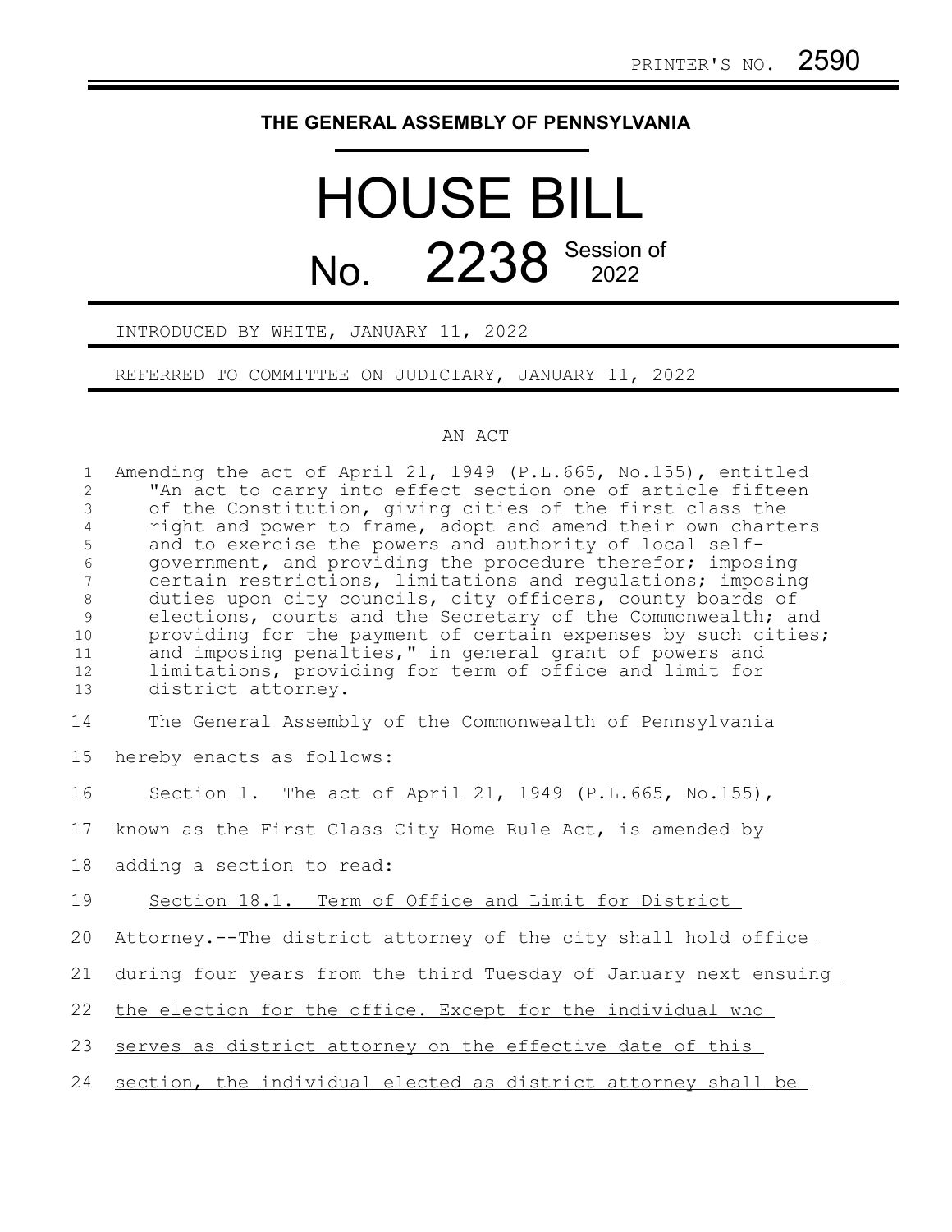PRINTER'S NO. 2590

**THE GENERAL ASSEMBLY OF PENNSYLVANIA**

# HOUSE BILL

# No. 2238 Session of 2022

INTRODUCED BY WHITE, JANUARY 11, 2022

REFERRED TO COMMITTEE ON JUDICIARY, JANUARY 11, 2022

AN ACT

Amending the act of April 21, 1949 (P.L.665, No.155), entitled "An act to carry into effect section one of article fifteen of the Constitution, giving cities of the first class the right and power to frame, adopt and amend their own charters and to exercise the powers and authority of local self-government, and providing the procedure therefor; imposing certain restrictions, limitations and regulations; imposing duties upon city councils, city officers, county boards of elections, courts and the Secretary of the Commonwealth; and providing for the payment of certain expenses by such cities; and imposing penalties," in general grant of powers and limitations, providing for term of office and limit for district attorney.

The General Assembly of the Commonwealth of Pennsylvania hereby enacts as follows:

Section 1. The act of April 21, 1949 (P.L.665, No.155), known as the First Class City Home Rule Act, is amended by adding a section to read:

Section 18.1. Term of Office and Limit for District Attorney.--The district attorney of the city shall hold office during four years from the third Tuesday of January next ensuing the election for the office. Except for the individual who serves as district attorney on the effective date of this section, the individual elected as district attorney shall be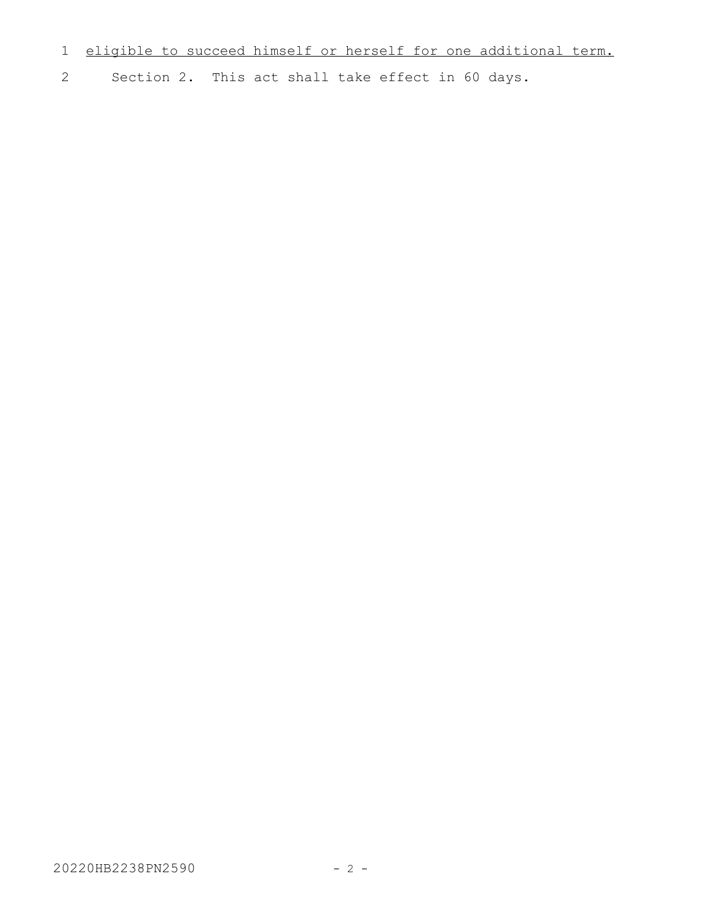eligible to succeed himself or herself for one additional term.

Section 2. This act shall take effect in 60 days.